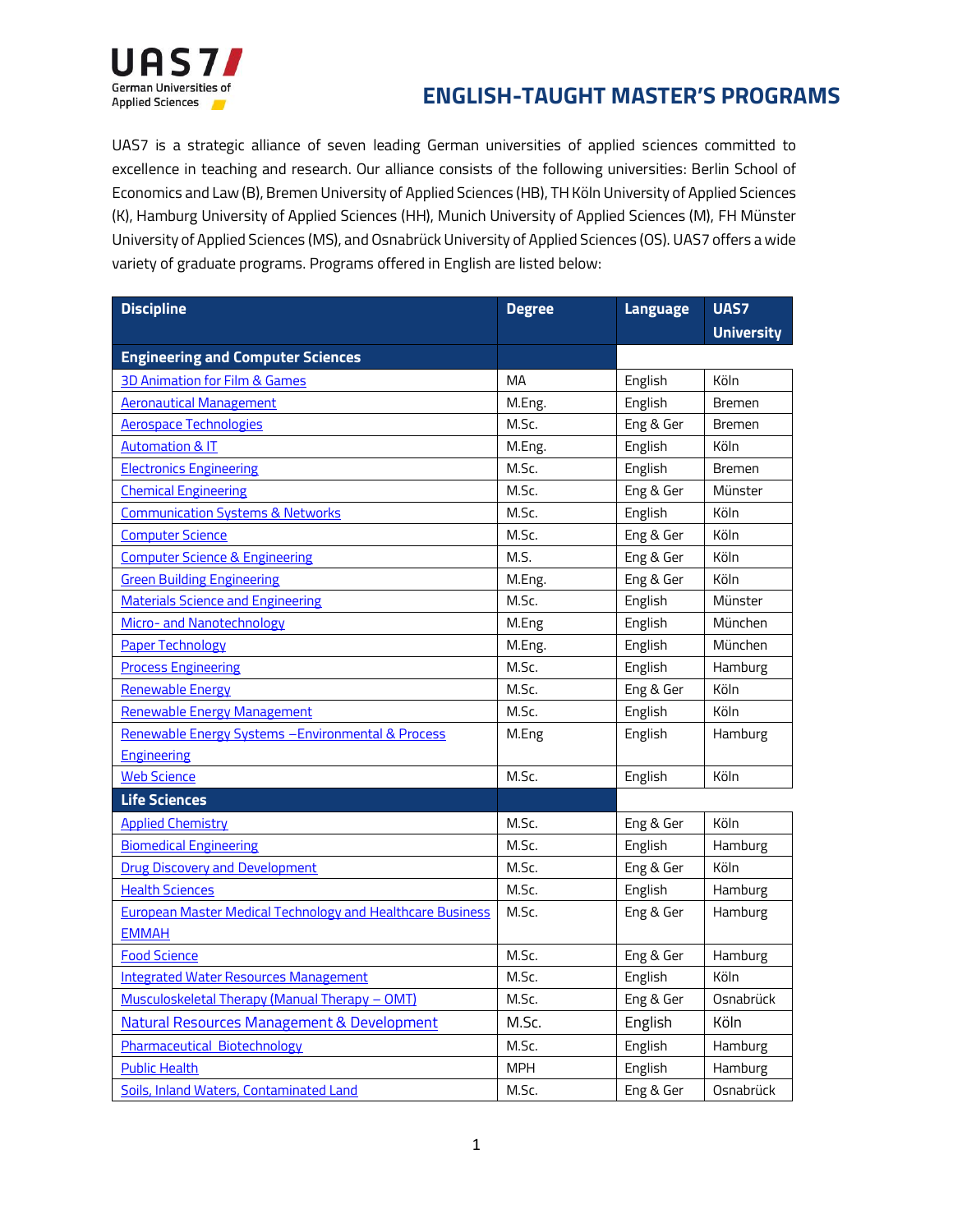UAS7 German Universities of Applied Sciences

# ENGLISH-TAUGHT MASTER'S PROGRAMS

UAS7 is a strategic alliance of seven leading German universities of applied sciences committed to excellence in teaching and research. Our alliance consists of the following universities: Berlin School of Economics and Law (B), Bremen University of Applied Sciences (HB), TH Köln University of Applied Sciences (K), Hamburg University of Applied Sciences (HH), Munich University of Applied Sciences (M), FH Münster University of Applied Sciences (MS), and Osnabrück University of Applied Sciences (OS). UAS7 offers a wide variety of graduate programs. Programs offered in English are listed below:

| Discipline | Degree | Language | UAS7 University |
|---|---|---|---|
| **Engineering and Computer Sciences** | | | |
| 3D Animation for Film & Games | MA | English | Köln |
| Aeronautical Management | M.Eng. | English | Bremen |
| Aerospace Technologies | M.Sc. | Eng & Ger | Bremen |
| Automation & IT | M.Eng. | English | Köln |
| Electronics Engineering | M.Sc. | English | Bremen |
| Chemical Engineering | M.Sc. | Eng & Ger | Münster |
| Communication Systems & Networks | M.Sc. | English | Köln |
| Computer Science | M.Sc. | Eng & Ger | Köln |
| Computer Science & Engineering | M.S. | Eng & Ger | Köln |
| Green Building Engineering | M.Eng. | Eng & Ger | Köln |
| Materials Science and Engineering | M.Sc. | English | Münster |
| Micro- and Nanotechnology | M.Eng | English | München |
| Paper Technology | M.Eng. | English | München |
| Process Engineering | M.Sc. | English | Hamburg |
| Renewable Energy | M.Sc. | Eng & Ger | Köln |
| Renewable Energy Management | M.Sc. | English | Köln |
| Renewable Energy Systems –Environmental & Process Engineering | M.Eng | English | Hamburg |
| Web Science | M.Sc. | English | Köln |
| **Life Sciences** | | | |
| Applied Chemistry | M.Sc. | Eng & Ger | Köln |
| Biomedical Engineering | M.Sc. | English | Hamburg |
| Drug Discovery and Development | M.Sc. | Eng & Ger | Köln |
| Health Sciences | M.Sc. | English | Hamburg |
| European Master Medical Technology and Healthcare Business EMMAH | M.Sc. | Eng & Ger | Hamburg |
| Food Science | M.Sc. | Eng & Ger | Hamburg |
| Integrated Water Resources Management | M.Sc. | English | Köln |
| Musculoskeletal Therapy (Manual Therapy – OMT) | M.Sc. | Eng & Ger | Osnabrück |
| Natural Resources Management & Development | M.Sc. | English | Köln |
| Pharmaceutical Biotechnology | M.Sc. | English | Hamburg |
| Public Health | MPH | English | Hamburg |
| Soils, Inland Waters, Contaminated Land | M.Sc. | Eng & Ger | Osnabrück |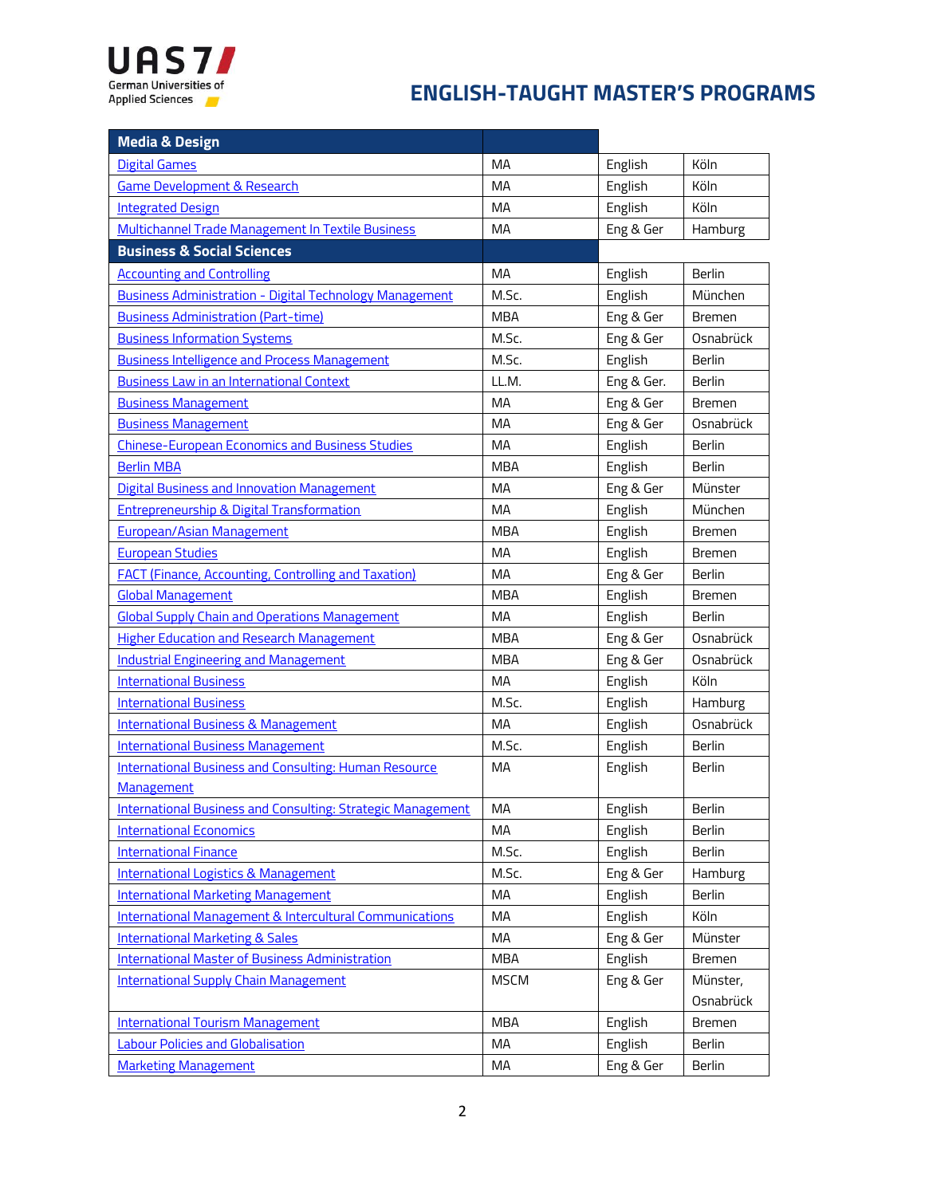# ENGLISH-TAUGHT MASTER'S PROGRAMS

| Media & Design | | | |
|---|---|---|---|
| Digital Games | MA | English | Köln |
| Game Development & Research | MA | English | Köln |
| Integrated Design | MA | English | Köln |
| Multichannel Trade Management In Textile Business | MA | Eng & Ger | Hamburg |
| **Business & Social Sciences** | | | |
| Accounting and Controlling | MA | English | Berlin |
| Business Administration - Digital Technology Management | M.Sc. | English | München |
| Business Administration (Part-time) | MBA | Eng & Ger | Bremen |
| Business Information Systems | M.Sc. | Eng & Ger | Osnabrück |
| Business Intelligence and Process Management | M.Sc. | English | Berlin |
| Business Law in an International Context | LL.M. | Eng & Ger. | Berlin |
| Business Management | MA | Eng & Ger | Bremen |
| Business Management | MA | Eng & Ger | Osnabrück |
| Chinese-European Economics and Business Studies | MA | English | Berlin |
| Berlin MBA | MBA | English | Berlin |
| Digital Business and Innovation Management | MA | Eng & Ger | Münster |
| Entrepreneurship & Digital Transformation | MA | English | München |
| European/Asian Management | MBA | English | Bremen |
| European Studies | MA | English | Bremen |
| FACT (Finance, Accounting, Controlling and Taxation) | MA | Eng & Ger | Berlin |
| Global Management | MBA | English | Bremen |
| Global Supply Chain and Operations Management | MA | English | Berlin |
| Higher Education and Research Management | MBA | Eng & Ger | Osnabrück |
| Industrial Engineering and Management | MBA | Eng & Ger | Osnabrück |
| International Business | MA | English | Köln |
| International Business | M.Sc. | English | Hamburg |
| International Business & Management | MA | English | Osnabrück |
| International Business Management | M.Sc. | English | Berlin |
| International Business and Consulting: Human Resource Management | MA | English | Berlin |
| International Business and Consulting: Strategic Management | MA | English | Berlin |
| International Economics | MA | English | Berlin |
| International Finance | M.Sc. | English | Berlin |
| International Logistics & Management | M.Sc. | Eng & Ger | Hamburg |
| International Marketing Management | MA | English | Berlin |
| International Management & Intercultural Communications | MA | English | Köln |
| International Marketing & Sales | MA | Eng & Ger | Münster |
| International Master of Business Administration | MBA | English | Bremen |
| International Supply Chain Management | MSCM | Eng & Ger | Münster, Osnabrück |
| International Tourism Management | MBA | English | Bremen |
| Labour Policies and Globalisation | MA | English | Berlin |
| Marketing Management | MA | Eng & Ger | Berlin |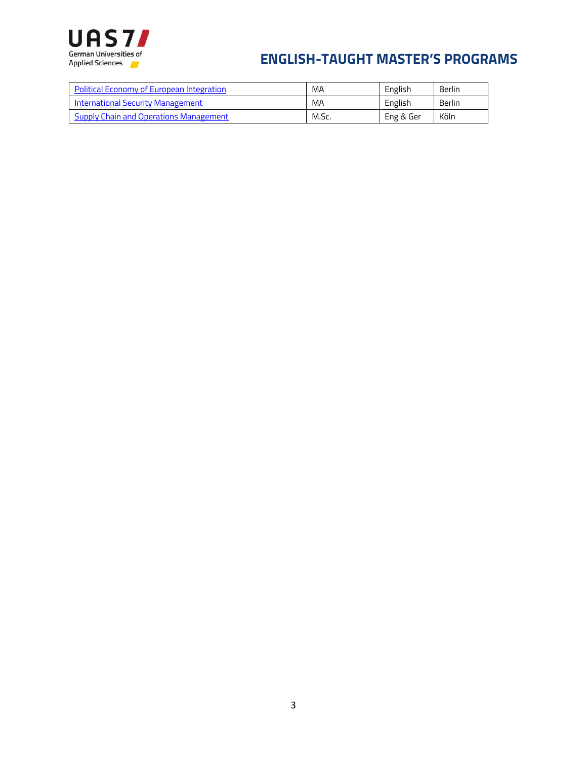| Political Economy of European Integration | MA | English | Berlin |
|---|---|---|---|
| International Security Management | MA | English | Berlin |
| Supply Chain and Operations Management | M.Sc. | Eng & Ger | Köln |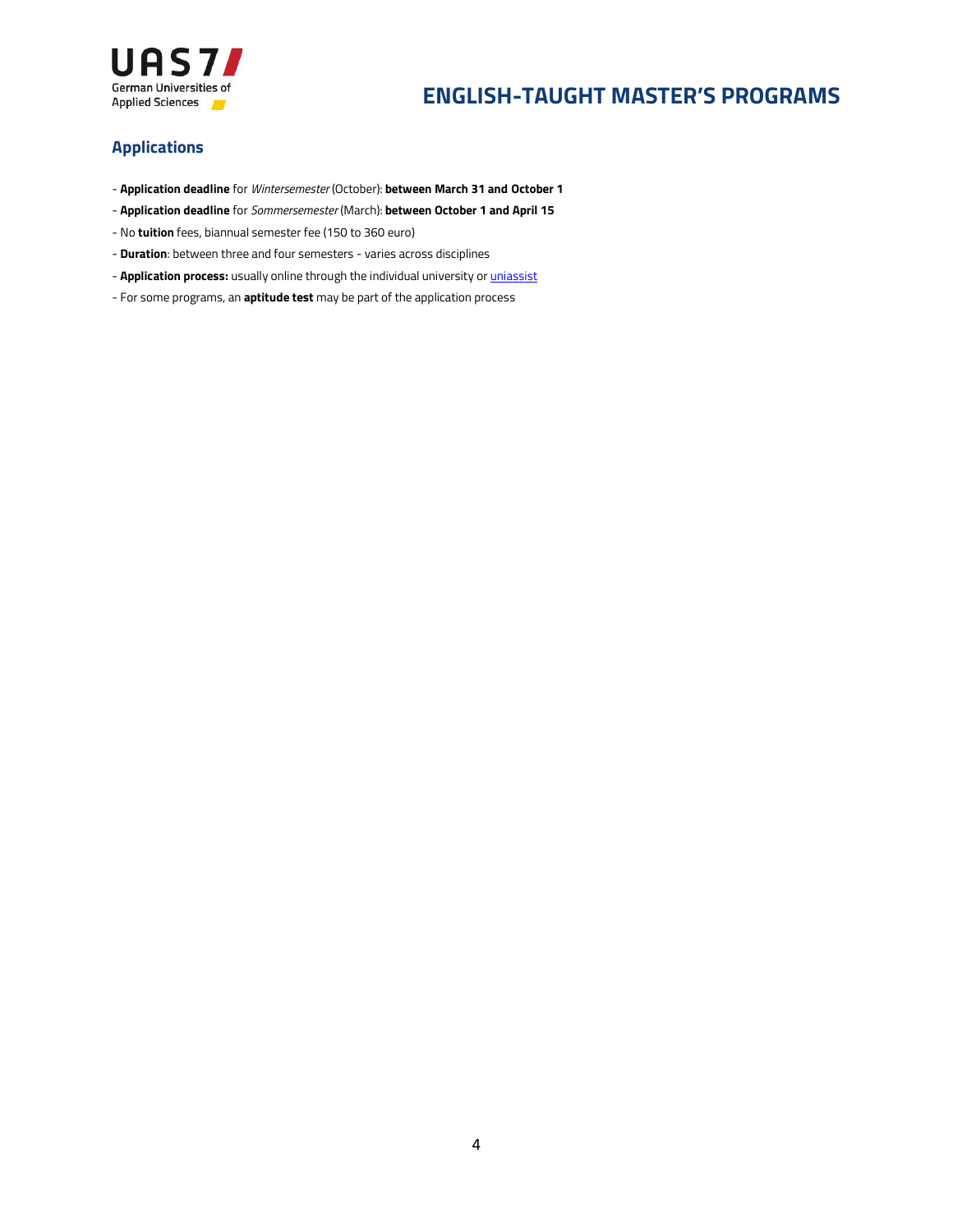## Applications

- **Application deadline** for *Wintersemester* (October): **between March 31 and October 1**
- **Application deadline** for *Sommersemester* (March): **between October 1 and April 15**
- No **tuition** fees, biannual semester fee (150 to 360 euro)
- **Duration**: between three and four semesters - varies across disciplines
- **Application process:** usually online through the individual university or uniassist
- For some programs, an **aptitude test** may be part of the application process